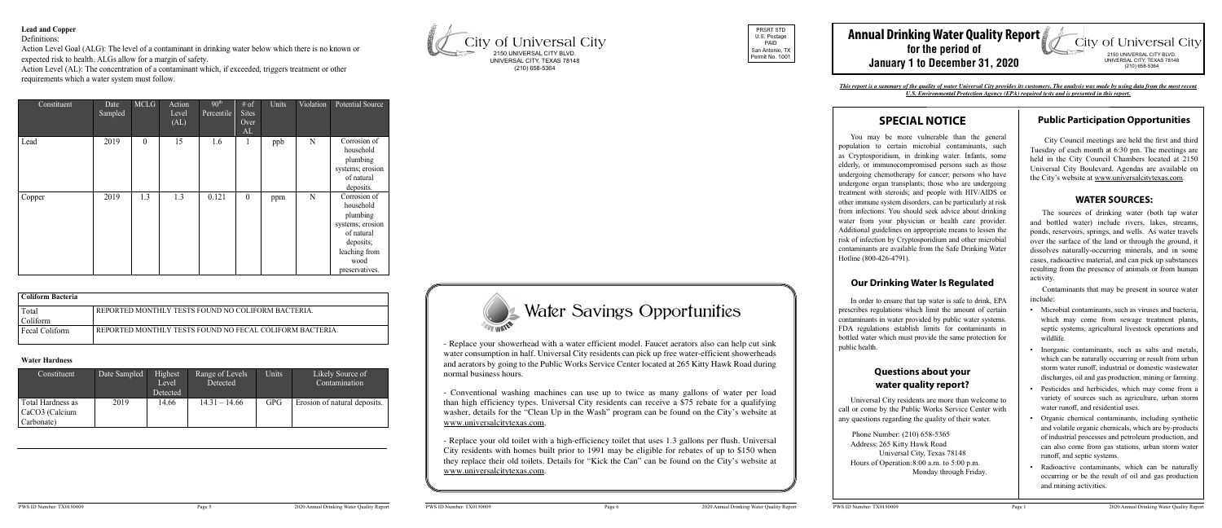## Lead and Copper

Definitions:

Action Level Goal (ALG): The level of a contaminant in drinking water below which there is no known or expected risk to health. ALGs allow for a margin of safety.

Action Level (AL): The concentration of a contaminant which, if exceeded, triggers treatment or other requirements which a water system must follow.

| Constituent | Date Sampled | MCLG | Action Level (AL) | 90th Percentile | # of Sites Over AL | Units | Violation | Potential Source |
|---|---|---|---|---|---|---|---|---|
| Lead | 2019 | 0 | 15 | 1.6 | 1 | ppb | N | Corrosion of household plumbing systems; erosion of natural deposits. |
| Copper | 2019 | 1.3 | 1.3 | 0.121 | 0 | ppm | N | Corrosion of household plumbing systems; erosion of natural deposits; leaching from wood preservatives. |

| Coliform Bacteria | |
|---|---|
| Total Coliform | REPORTED MONTHLY TESTS FOUND NO COLIFORM BACTERIA. |
| Fecal Coliform | REPORTED MONTHLY TESTS FOUND NO FECAL COLIFORM BACTERIA. |

## Water Hardness

| Constituent | Date Sampled | Highest Level Detected | Range of Levels Detected | Units | Likely Source of Contamination |
|---|---|---|---|---|---|
| Total Hardness as $CaCO_3$ (Calcium Carbonate) | 2019 | 14.66 | 14.31 – 14.66 | GPG | Erosion of natural deposits. |

City of Universal City
2150 UNIVERSAL CITY BLVD.
UNIVERSAL CITY, TEXAS 78148
(210) 658-5364

PRSRT STD
U.S. Postage
PAID
San Antonio, TX
Permit No. 1001

# Water Savings Opportunities

- Replace your showerhead with a water efficient model. Faucet aerators also can help cut sink water consumption in half. Universal City residents can pick up free water-efficient showerheads and aerators by going to the Public Works Service Center located at 265 Kitty Hawk Road during normal business hours.

- Conventional washing machines can use up to twice as many gallons of water per load than high efficiency types. Universal City residents can receive a $75 rebate for a qualifying washer, details for the "Clean Up in the Wash" program can be found on the City's website at www.universalcitytexas.com.

- Replace your old toilet with a high-efficiency toilet that uses 1.3 gallons per flush. Universal City residents with homes built prior to 1991 may be eligible for rebates of up to $150 when they replace their old toilets. Details for "Kick the Can" can be found on the City's website at www.universalcitytexas.com.

# Annual Drinking Water Quality Report for the period of January 1 to December 31, 2020

City of Universal City
2150 UNIVERSAL CITY BLVD.
UNIVERSAL CITY, TEXAS 78148
(210) 658-5364

***This report is a summary of the quality of water Universal City provides its customers. The analysis was made by using data from the most recent U.S. Environmental Protection Agency (EPA) required tests and is presented in this report.***

## SPECIAL NOTICE

You may be more vulnerable than the general population to certain microbial contaminants, such as Cryptosporidium, in drinking water. Infants, some elderly, or immunocompromised persons such as those undergoing chemotherapy for cancer; persons who have undergone organ transplants; those who are undergoing treatment with steroids; and people with HIV/AIDS or other immune system disorders, can be particularly at risk from infections. You should seek advice about drinking water from your physician or health care provider. Additional guidelines on appropriate means to lessen the risk of infection by Cryptosporidium and other microbial contaminants are available from the Safe Drinking Water Hotline (800-426-4791).

## Our Drinking Water Is Regulated

In order to ensure that tap water is safe to drink, EPA prescribes regulations which limit the amount of certain contaminants in water provided by public water systems. FDA regulations establish limits for contaminants in bottled water which must provide the same protection for public health.

## Questions about your water quality report?

Universal City residents are more than welcome to call or come by the Public Works Service Center with any questions regarding the quality of their water.

Phone Number: (210) 658-5365
Address: 265 Kitty Hawk Road
Universal City, Texas 78148
Hours of Operation: 8:00 a.m. to 5:00 p.m.
Monday through Friday.

## Public Participation Opportunities

City Council meetings are held the first and third Tuesday of each month at 6:30 pm. The meetings are held in the City Council Chambers located at 2150 Universal City Boulevard. Agendas are available on the City's website at www.universalcitytexas.com.

## WATER SOURCES:

The sources of drinking water (both tap water and bottled water) include rivers, lakes, streams, ponds, reservoirs, springs, and wells. As water travels over the surface of the land or through the ground, it dissolves naturally-occurring minerals, and in some cases, radioactive material, and can pick up substances resulting from the presence of animals or from human activity.

Contaminants that may be present in source water include:

- Microbial contaminants, such as viruses and bacteria, which may come from sewage treatment plants, septic systems, agricultural livestock operations and wildlife.
- Inorganic contaminants, such as salts and metals, which can be naturally occurring or result from urban storm water runoff, industrial or domestic wastewater discharges, oil and gas production, mining or farming.
- Pesticides and herbicides, which may come from a variety of sources such as agriculture, urban storm water runoff, and residential uses.
- Organic chemical contaminants, including synthetic and volatile organic chemicals, which are by-products of industrial processes and petroleum production, and can also come from gas stations, urban storm water runoff, and septic systems.
- Radioactive contaminants, which can be naturally occurring or be the result of oil and gas production and mining activities.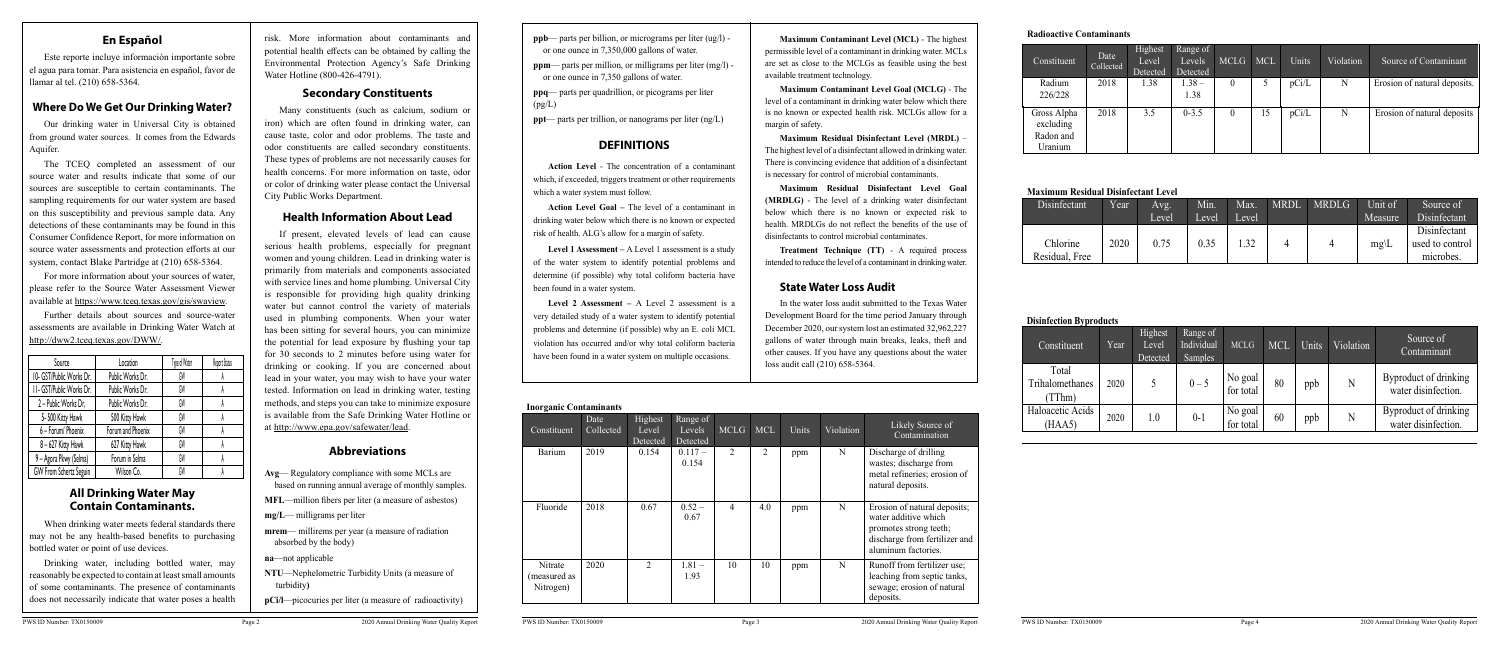## En Español

Este reporte incluye información importante sobre el agua para tomar. Para asistencia en español, favor de llamar al tel. (210) 658-5364.

## Where Do We Get Our Drinking Water?

Our drinking water in Universal City is obtained from ground water sources. It comes from the Edwards Aquifer.

The TCEQ completed an assessment of our source water and results indicate that some of our sources are susceptible to certain contaminants. The sampling requirements for our water system are based on this susceptibility and previous sample data. Any detections of these contaminants may be found in this Consumer Confidence Report, for more information on our system, contact Blake Partridge at (210) 658-5364.

For more information about your sources of water, please refer to the Source Water Assessment Viewer available at https://www.tceq.texas.gov/gis/swaview.

Further details about sources and source-water assessments are available in Drinking Water Watch at http://dww2.tceq.texas.gov/DWW/.

| Source | Location | Type of Water | Report Status |
|---|---|---|---|
| 10 - GST/Public Works Dr. | Public Works Dr. | GW | A |
| 11 - GST/Public Works Dr. | Public Works Dr. | GW | A |
| 2 – Public Works Dr. | Public Works Dr. | GW | A |
| 3 - 500 Kitty Hawk | 500 Kitty Hawk | GW | A |
| 6 – Forum/ Phoenix | Forum and Phoenix | GW | A |
| 8 – 627 Kitty Hawk | 627 Kitty Hawk | GW | A |
| 9 – Agora Pkwy (Selma) | Forum in Selma | GW | A |
| GW From Schertz Seguin | Wilson Co. | GW | A |

## All Drinking Water May Contain Contaminants.

When drinking water meets federal standards there may not be any health-based benefits to purchasing bottled water or point of use devices.

Drinking water, including bottled water, may reasonably be expected to contain at least small amounts of some contaminants. The presence of contaminants does not necessarily indicate that water poses a health risk. More information about contaminants and potential health effects can be obtained by calling the Environmental Protection Agency's Safe Drinking Water Hotline (800-426-4791).

## Secondary Constituents

Many constituents (such as calcium, sodium or iron) which are often found in drinking water, can cause taste, color and odor problems. The taste and odor constituents are called secondary constituents. These types of problems are not necessarily causes for health concerns. For more information on taste, odor or color of drinking water please contact the Universal City Public Works Department.

## Health Information About Lead

If present, elevated levels of lead can cause serious health problems, especially for pregnant women and young children. Lead in drinking water is primarily from materials and components associated with service lines and home plumbing. Universal City is responsible for providing high quality drinking water but cannot control the variety of materials used in plumbing components. When your water has been sitting for several hours, you can minimize the potential for lead exposure by flushing your tap for 30 seconds to 2 minutes before using water for drinking or cooking. If you are concerned about lead in your water, you may wish to have your water tested. Information on lead in drinking water, testing methods, and steps you can take to minimize exposure is available from the Safe Drinking Water Hotline or at http://www.epa.gov/safewater/lead.

## Abbreviations

**Avg**— Regulatory compliance with some MCLs are based on running annual average of monthly samples.

**MFL**—million fibers per liter (a measure of asbestos)

**mg/L**— milligrams per liter

**mrem**— millirems per year (a measure of radiation absorbed by the body)

**na**—not applicable

**NTU**—Nephelometric Turbidity Units (a measure of turbidity)

**pCi/l**—picocuries per liter (a measure of radioactivity)

**ppb**— parts per billion, or micrograms per liter (ug/l) - or one ounce in 7,350,000 gallons of water.

**ppm**— parts per million, or milligrams per liter (mg/l) - or one ounce in 7,350 gallons of water.

**ppq**— parts per quadrillion, or picograms per liter (pg/L)

**ppt**— parts per trillion, or nanograms per liter (ng/L)

## DEFINITIONS

**Action Level** - The concentration of a contaminant which, if exceeded, triggers treatment or other requirements which a water systems must follow.

**Action Level Goal** – The level of a contaminant in drinking water below which there is no known or expected risk of health. ALG's allow for a margin of safety.

**Level 1 Assessment –** A Level 1 assessment is a study of the water system to identify potential problems and determine (if possible) why total coliform bacteria have been found in a water system.

**Level 2 Assessment –** A Level 2 assessment is a very detailed study of a water system to identify potential problems and determine (if possible) why an E. coli MCL violation has occurred and/or why total coliform bacteria have been found in a water system on multiple occasions.

**Maximum Contaminant Level (MCL)** - The highest permissible level of a contaminant in drinking water. MCLs are set as close to the MCLGs as feasible using the best available treatment technology.

**Maximum Contaminant Level Goal (MCLG)** - The level of a contaminant in drinking water below which there is no known or expected health risk. MCLGs allow for a margin of safety.

**Maximum Residual Disinfectant Level (MRDL)** – The highest level of a disinfectant allowed in drinking water. There is convincing evidence that addition of a disinfectant is necessary for control of microbial contaminants.

**Maximum Residual Disinfectant Level Goal (MRDLG)** - The level of a drinking water disinfectant below which there is no known or expected risk to health. MRDLGs do not reflect the benefits of the use of disinfectants to control microbial contaminates.

**Treatment Technique (TT)** - A required process intended to reduce the level of a contaminant in drinking water.

## State Water Loss Audit

In the water loss audit submitted to the Texas Water Development Board for the time period January through December 2020, our system lost an estimated 32,962,227 gallons of water through main breaks, leaks, theft and other causes. If you have any questions about the water loss audit call (210) 658-5364.

### Inorganic Contaminants

| Constituent | Date Collected | Highest Level Detected | Range of Levels Detected | MCLG | MCL | Units | Violation | Likely Source of Contamination |
|---|---|---|---|---|---|---|---|---|
| Barium | 2019 | 0.154 | 0.117 – 0.154 | 2 | 2 | ppm | N | Discharge of drilling wastes; discharge from metal refineries; erosion of natural deposits. |
| Fluoride | 2018 | 0.67 | 0.52 – 0.67 | 4 | 4.0 | ppm | N | Erosion of natural deposits; water additive which promotes strong teeth; discharge from fertilizer and aluminum factories. |
| Nitrate (measured as Nitrogen) | 2020 | 2 | 1.81 – 1.93 | 10 | 10 | ppm | N | Runoff from fertilizer use; leaching from septic tanks, sewage; erosion of natural deposits. |

### Radioactive Contaminants

| Constituent | Date Collected | Highest Level Detected | Range of Levels Detected | MCLG | MCL | Units | Violation | Source of Contaminant |
|---|---|---|---|---|---|---|---|---|
| Radium 226/228 | 2018 | 1.38 | 1.38 – 1.38 | 0 | 5 | pCi/L | N | Erosion of natural deposits. |
| Gross Alpha excluding Radon and Uranium | 2018 | 3.5 | 0-3.5 | 0 | 15 | pCi/L | N | Erosion of natural deposits |

### Maximum Residual Disinfectant Level

| Disinfectant | Year | Avg. Level | Min. Level | Max. Level | MRDL | MRDLG | Unit of Measure | Source of Disinfectant |
|---|---|---|---|---|---|---|---|---|
| Chlorine Residual, Free | 2020 | 0.75 | 0.35 | 1.32 | 4 | 4 | mg\L | Disinfectant used to control microbes. |

### Disinfection Byproducts

| Constituent | Year | Highest Level Detected | Range of Individual Samples | MCLG | MCL | Units | Violation | Source of Contaminant |
|---|---|---|---|---|---|---|---|---|
| Total Trihalomethanes (TThm) | 2020 | 5 | 0 – 5 | No goal for total | 80 | ppb | N | Byproduct of drinking water disinfection. |
| Haloacetic Acids (HAA5) | 2020 | 1.0 | 0-1 | No goal for total | 60 | ppb | N | Byproduct of drinking water disinfection. |